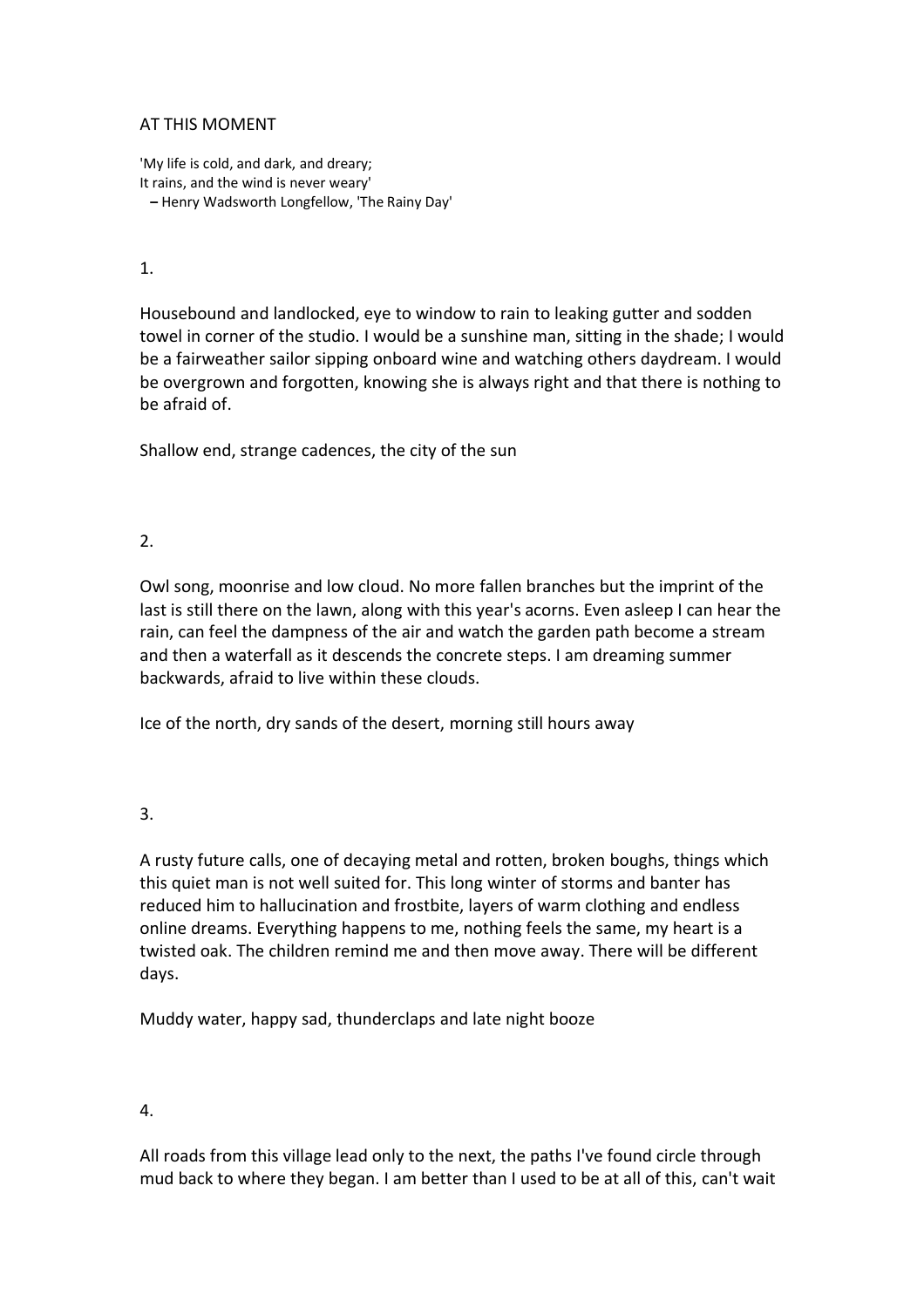# AT THIS MOMENT

'My life is cold, and dark, and dreary;  
It rains, and the wind is never weary'  
– Henry Wadsworth Longfellow, 'The Rainy Day'

1.

Housebound and landlocked, eye to window to rain to leaking gutter and sodden towel in corner of the studio. I would be a sunshine man, sitting in the shade; I would be a fairweather sailor sipping onboard wine and watching others daydream. I would be overgrown and forgotten, knowing she is always right and that there is nothing to be afraid of.

Shallow end, strange cadences, the city of the sun

2.

Owl song, moonrise and low cloud. No more fallen branches but the imprint of the last is still there on the lawn, along with this year's acorns. Even asleep I can hear the rain, can feel the dampness of the air and watch the garden path become a stream and then a waterfall as it descends the concrete steps. I am dreaming summer backwards, afraid to live within these clouds.

Ice of the north, dry sands of the desert, morning still hours away

3.

A rusty future calls, one of decaying metal and rotten, broken boughs, things which this quiet man is not well suited for. This long winter of storms and banter has reduced him to hallucination and frostbite, layers of warm clothing and endless online dreams. Everything happens to me, nothing feels the same, my heart is a twisted oak. The children remind me and then move away. There will be different days.

Muddy water, happy sad, thunderclaps and late night booze

4.

All roads from this village lead only to the next, the paths I've found circle through mud back to where they began. I am better than I used to be at all of this, can't wait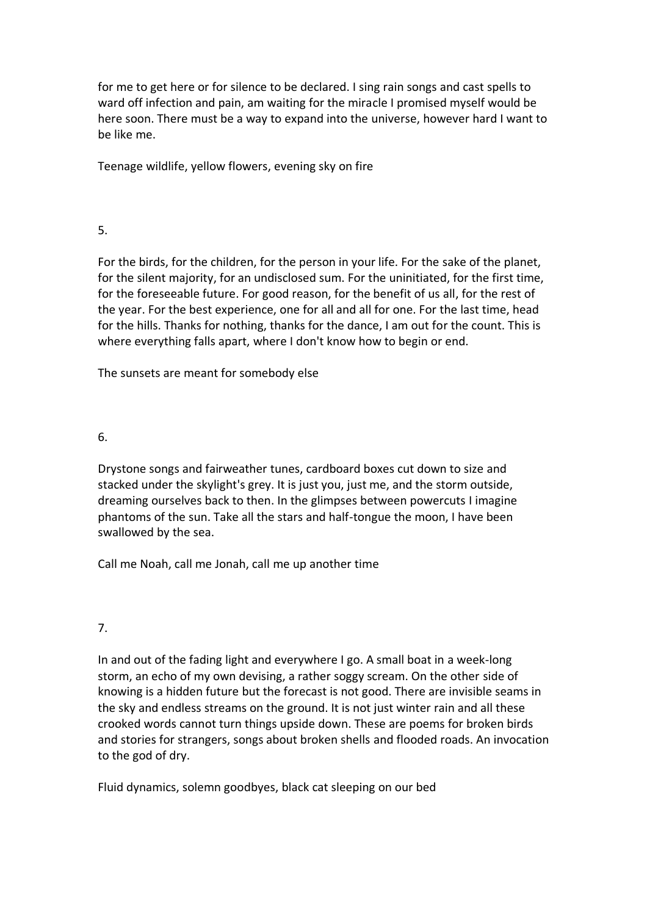for me to get here or for silence to be declared. I sing rain songs and cast spells to ward off infection and pain, am waiting for the miracle I promised myself would be here soon. There must be a way to expand into the universe, however hard I want to be like me.

Teenage wildlife, yellow flowers, evening sky on fire

5.

For the birds, for the children, for the person in your life. For the sake of the planet, for the silent majority, for an undisclosed sum. For the uninitiated, for the first time, for the foreseeable future. For good reason, for the benefit of us all, for the rest of the year. For the best experience, one for all and all for one. For the last time, head for the hills. Thanks for nothing, thanks for the dance, I am out for the count. This is where everything falls apart, where I don't know how to begin or end.

The sunsets are meant for somebody else

6.

Drystone songs and fairweather tunes, cardboard boxes cut down to size and stacked under the skylight's grey. It is just you, just me, and the storm outside, dreaming ourselves back to then. In the glimpses between powercuts I imagine phantoms of the sun. Take all the stars and half-tongue the moon, I have been swallowed by the sea.

Call me Noah, call me Jonah, call me up another time

7.

In and out of the fading light and everywhere I go. A small boat in a week-long storm, an echo of my own devising, a rather soggy scream. On the other side of knowing is a hidden future but the forecast is not good. There are invisible seams in the sky and endless streams on the ground. It is not just winter rain and all these crooked words cannot turn things upside down. These are poems for broken birds and stories for strangers, songs about broken shells and flooded roads. An invocation to the god of dry.

Fluid dynamics, solemn goodbyes, black cat sleeping on our bed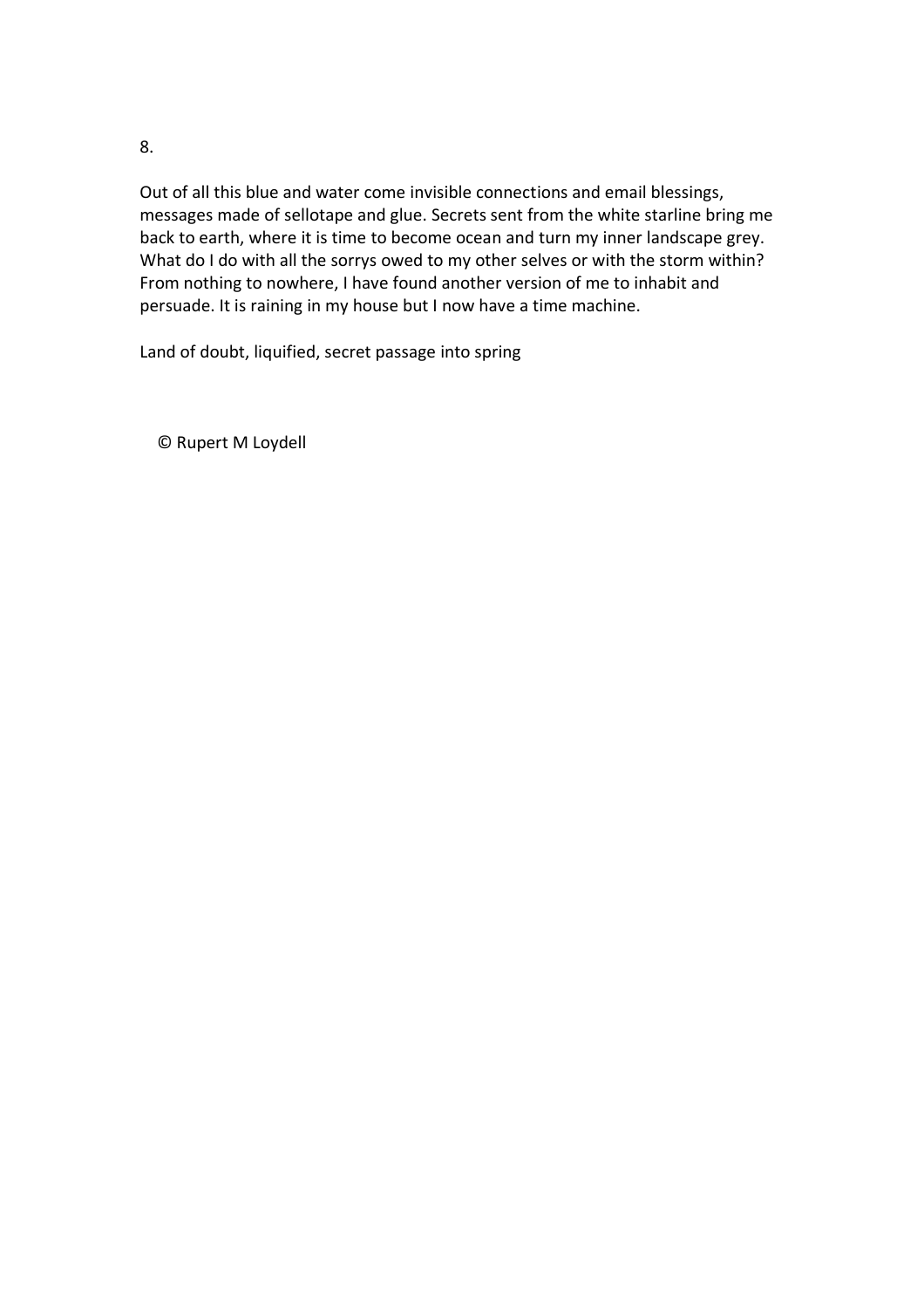8.

Out of all this blue and water come invisible connections and email blessings, messages made of sellotape and glue. Secrets sent from the white starline bring me back to earth, where it is time to become ocean and turn my inner landscape grey. What do I do with all the sorrys owed to my other selves or with the storm within? From nothing to nowhere, I have found another version of me to inhabit and persuade. It is raining in my house but I now have a time machine.

Land of doubt, liquified, secret passage into spring

© Rupert M Loydell